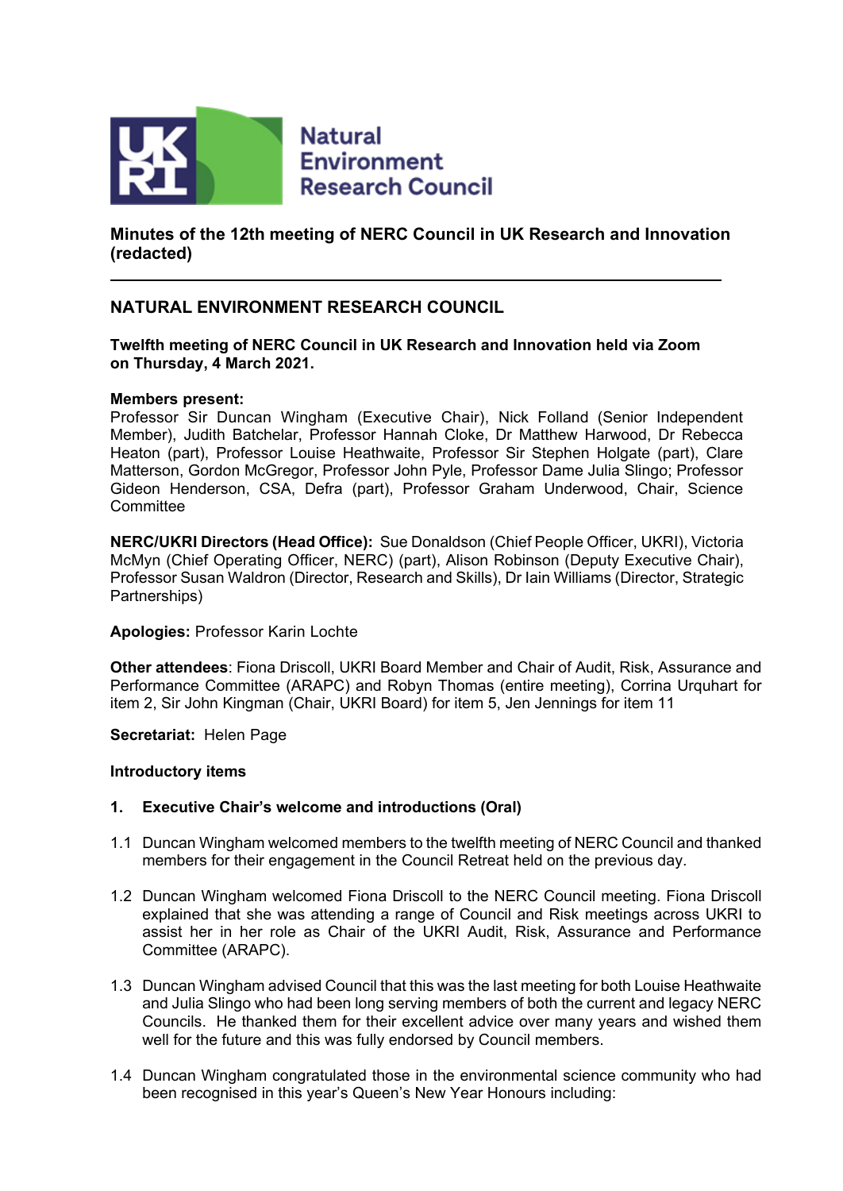Natural Environment Research Council

# Minutes of the 12th meeting of NERC Council in UK Research and Innovation (redacted)

## NATURAL ENVIRONMENT RESEARCH COUNCIL

**Twelfth meeting of NERC Council in UK Research and Innovation held via Zoom on Thursday, 4 March 2021.**

**Members present:**
Professor Sir Duncan Wingham (Executive Chair), Nick Folland (Senior Independent Member), Judith Batchelar, Professor Hannah Cloke, Dr Matthew Harwood, Dr Rebecca Heaton (part), Professor Louise Heathwaite, Professor Sir Stephen Holgate (part), Clare Matterson, Gordon McGregor, Professor John Pyle, Professor Dame Julia Slingo; Professor Gideon Henderson, CSA, Defra (part), Professor Graham Underwood, Chair, Science Committee

**NERC/UKRI Directors (Head Office):** Sue Donaldson (Chief People Officer, UKRI), Victoria McMyn (Chief Operating Officer, NERC) (part), Alison Robinson (Deputy Executive Chair), Professor Susan Waldron (Director, Research and Skills), Dr Iain Williams (Director, Strategic Partnerships)

**Apologies:** Professor Karin Lochte

**Other attendees**: Fiona Driscoll, UKRI Board Member and Chair of Audit, Risk, Assurance and Performance Committee (ARAPC) and Robyn Thomas (entire meeting), Corrina Urquhart for item 2, Sir John Kingman (Chair, UKRI Board) for item 5, Jen Jennings for item 11

**Secretariat:** Helen Page

**Introductory items**

**1. Executive Chair's welcome and introductions (Oral)**

1.1 Duncan Wingham welcomed members to the twelfth meeting of NERC Council and thanked members for their engagement in the Council Retreat held on the previous day.

1.2 Duncan Wingham welcomed Fiona Driscoll to the NERC Council meeting. Fiona Driscoll explained that she was attending a range of Council and Risk meetings across UKRI to assist her in her role as Chair of the UKRI Audit, Risk, Assurance and Performance Committee (ARAPC).

1.3 Duncan Wingham advised Council that this was the last meeting for both Louise Heathwaite and Julia Slingo who had been long serving members of both the current and legacy NERC Councils. He thanked them for their excellent advice over many years and wished them well for the future and this was fully endorsed by Council members.

1.4 Duncan Wingham congratulated those in the environmental science community who had been recognised in this year's Queen's New Year Honours including: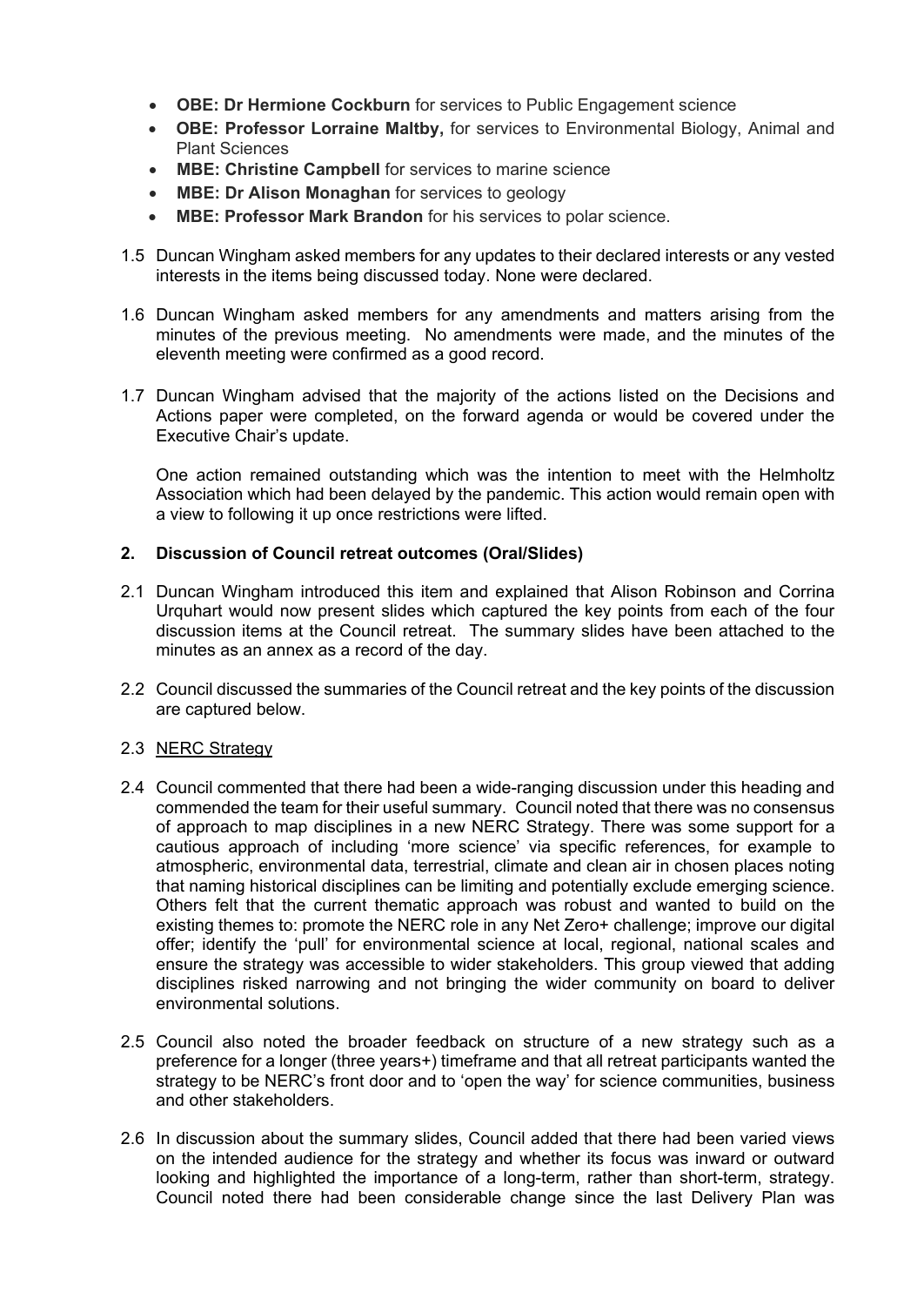- **OBE: Dr Hermione Cockburn** for services to Public Engagement science
- **OBE: Professor Lorraine Maltby,** for services to Environmental Biology, Animal and Plant Sciences
- **MBE: Christine Campbell** for services to marine science
- **MBE: Dr Alison Monaghan** for services to geology
- **MBE: Professor Mark Brandon** for his services to polar science.

1.5 Duncan Wingham asked members for any updates to their declared interests or any vested interests in the items being discussed today. None were declared.

1.6 Duncan Wingham asked members for any amendments and matters arising from the minutes of the previous meeting. No amendments were made, and the minutes of the eleventh meeting were confirmed as a good record.

1.7 Duncan Wingham advised that the majority of the actions listed on the Decisions and Actions paper were completed, on the forward agenda or would be covered under the Executive Chair's update.

One action remained outstanding which was the intention to meet with the Helmholtz Association which had been delayed by the pandemic. This action would remain open with a view to following it up once restrictions were lifted.

## 2. Discussion of Council retreat outcomes (Oral/Slides)

2.1 Duncan Wingham introduced this item and explained that Alison Robinson and Corrina Urquhart would now present slides which captured the key points from each of the four discussion items at the Council retreat. The summary slides have been attached to the minutes as an annex as a record of the day.

2.2 Council discussed the summaries of the Council retreat and the key points of the discussion are captured below.

2.3 NERC Strategy

2.4 Council commented that there had been a wide-ranging discussion under this heading and commended the team for their useful summary. Council noted that there was no consensus of approach to map disciplines in a new NERC Strategy. There was some support for a cautious approach of including 'more science' via specific references, for example to atmospheric, environmental data, terrestrial, climate and clean air in chosen places noting that naming historical disciplines can be limiting and potentially exclude emerging science. Others felt that the current thematic approach was robust and wanted to build on the existing themes to: promote the NERC role in any Net Zero+ challenge; improve our digital offer; identify the 'pull' for environmental science at local, regional, national scales and ensure the strategy was accessible to wider stakeholders. This group viewed that adding disciplines risked narrowing and not bringing the wider community on board to deliver environmental solutions.

2.5 Council also noted the broader feedback on structure of a new strategy such as a preference for a longer (three years+) timeframe and that all retreat participants wanted the strategy to be NERC's front door and to 'open the way' for science communities, business and other stakeholders.

2.6 In discussion about the summary slides, Council added that there had been varied views on the intended audience for the strategy and whether its focus was inward or outward looking and highlighted the importance of a long-term, rather than short-term, strategy. Council noted there had been considerable change since the last Delivery Plan was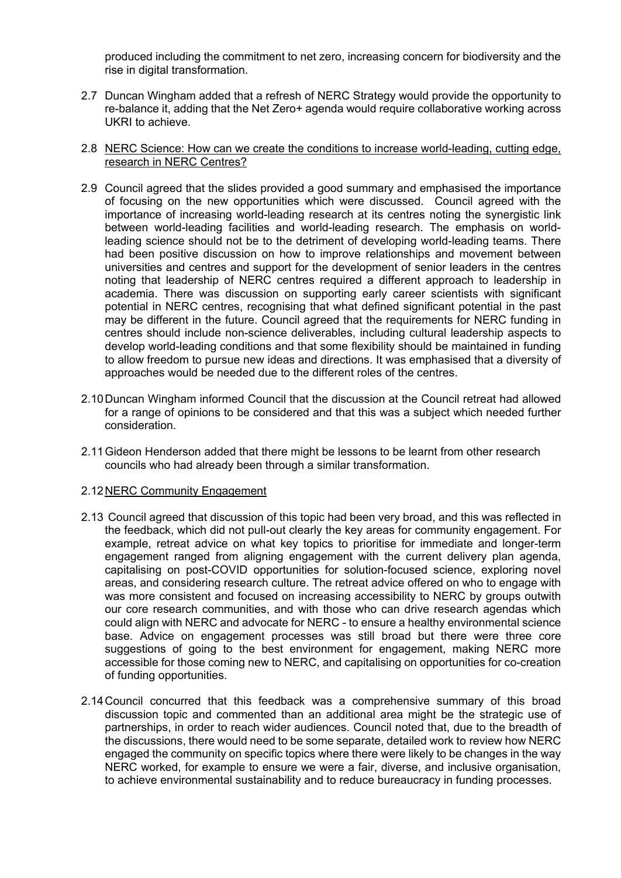produced including the commitment to net zero, increasing concern for biodiversity and the rise in digital transformation.

2.7 Duncan Wingham added that a refresh of NERC Strategy would provide the opportunity to re-balance it, adding that the Net Zero+ agenda would require collaborative working across UKRI to achieve.

2.8 <u>NERC Science: How can we create the conditions to increase world-leading, cutting edge, research in NERC Centres?</u>

2.9 Council agreed that the slides provided a good summary and emphasised the importance of focusing on the new opportunities which were discussed. Council agreed with the importance of increasing world-leading research at its centres noting the synergistic link between world-leading facilities and world-leading research. The emphasis on world-leading science should not be to the detriment of developing world-leading teams. There had been positive discussion on how to improve relationships and movement between universities and centres and support for the development of senior leaders in the centres noting that leadership of NERC centres required a different approach to leadership in academia. There was discussion on supporting early career scientists with significant potential in NERC centres, recognising that what defined significant potential in the past may be different in the future. Council agreed that the requirements for NERC funding in centres should include non-science deliverables, including cultural leadership aspects to develop world-leading conditions and that some flexibility should be maintained in funding to allow freedom to pursue new ideas and directions. It was emphasised that a diversity of approaches would be needed due to the different roles of the centres.

2.10 Duncan Wingham informed Council that the discussion at the Council retreat had allowed for a range of opinions to be considered and that this was a subject which needed further consideration.

2.11 Gideon Henderson added that there might be lessons to be learnt from other research councils who had already been through a similar transformation.

2.12 <u>NERC Community Engagement</u>

2.13 Council agreed that discussion of this topic had been very broad, and this was reflected in the feedback, which did not pull-out clearly the key areas for community engagement. For example, retreat advice on what key topics to prioritise for immediate and longer-term engagement ranged from aligning engagement with the current delivery plan agenda, capitalising on post-COVID opportunities for solution-focused science, exploring novel areas, and considering research culture. The retreat advice offered on who to engage with was more consistent and focused on increasing accessibility to NERC by groups outwith our core research communities, and with those who can drive research agendas which could align with NERC and advocate for NERC - to ensure a healthy environmental science base. Advice on engagement processes was still broad but there were three core suggestions of going to the best environment for engagement, making NERC more accessible for those coming new to NERC, and capitalising on opportunities for co-creation of funding opportunities.

2.14 Council concurred that this feedback was a comprehensive summary of this broad discussion topic and commented than an additional area might be the strategic use of partnerships, in order to reach wider audiences. Council noted that, due to the breadth of the discussions, there would need to be some separate, detailed work to review how NERC engaged the community on specific topics where there were likely to be changes in the way NERC worked, for example to ensure we were a fair, diverse, and inclusive organisation, to achieve environmental sustainability and to reduce bureaucracy in funding processes.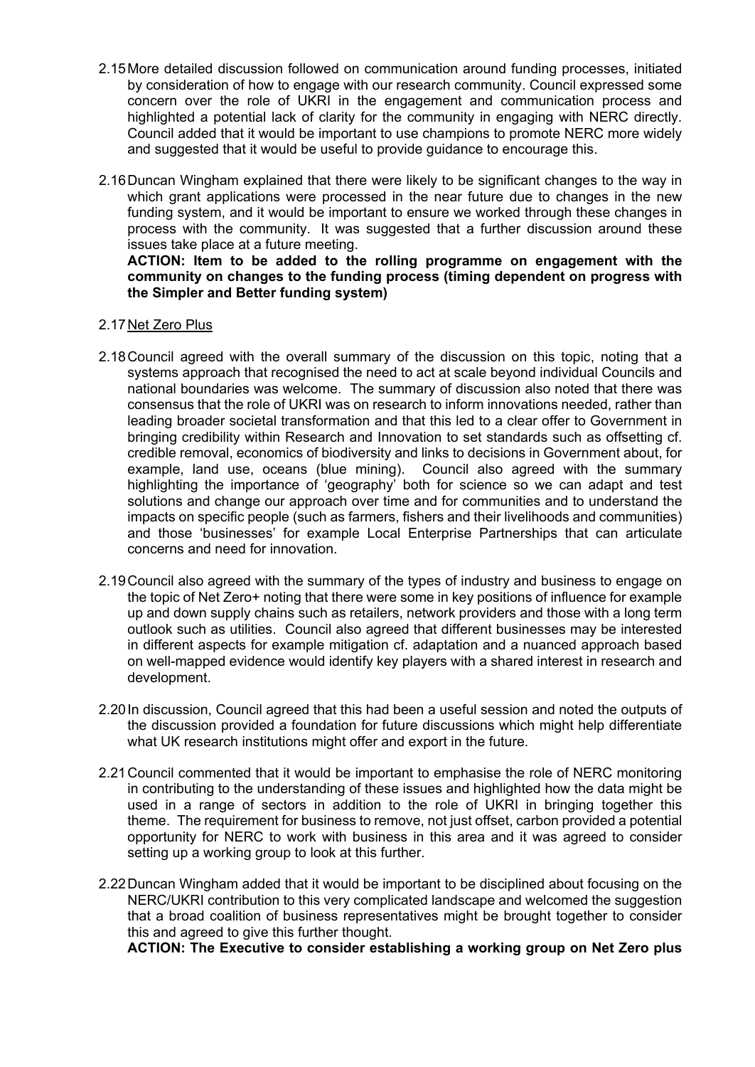2.15 More detailed discussion followed on communication around funding processes, initiated by consideration of how to engage with our research community. Council expressed some concern over the role of UKRI in the engagement and communication process and highlighted a potential lack of clarity for the community in engaging with NERC directly. Council added that it would be important to use champions to promote NERC more widely and suggested that it would be useful to provide guidance to encourage this.

2.16 Duncan Wingham explained that there were likely to be significant changes to the way in which grant applications were processed in the near future due to changes in the new funding system, and it would be important to ensure we worked through these changes in process with the community. It was suggested that a further discussion around these issues take place at a future meeting.
**ACTION: Item to be added to the rolling programme on engagement with the community on changes to the funding process (timing dependent on progress with the Simpler and Better funding system)**

2.17 Net Zero Plus

2.18 Council agreed with the overall summary of the discussion on this topic, noting that a systems approach that recognised the need to act at scale beyond individual Councils and national boundaries was welcome. The summary of discussion also noted that there was consensus that the role of UKRI was on research to inform innovations needed, rather than leading broader societal transformation and that this led to a clear offer to Government in bringing credibility within Research and Innovation to set standards such as offsetting cf. credible removal, economics of biodiversity and links to decisions in Government about, for example, land use, oceans (blue mining). Council also agreed with the summary highlighting the importance of 'geography' both for science so we can adapt and test solutions and change our approach over time and for communities and to understand the impacts on specific people (such as farmers, fishers and their livelihoods and communities) and those 'businesses' for example Local Enterprise Partnerships that can articulate concerns and need for innovation.

2.19 Council also agreed with the summary of the types of industry and business to engage on the topic of Net Zero+ noting that there were some in key positions of influence for example up and down supply chains such as retailers, network providers and those with a long term outlook such as utilities. Council also agreed that different businesses may be interested in different aspects for example mitigation cf. adaptation and a nuanced approach based on well-mapped evidence would identify key players with a shared interest in research and development.

2.20 In discussion, Council agreed that this had been a useful session and noted the outputs of the discussion provided a foundation for future discussions which might help differentiate what UK research institutions might offer and export in the future.

2.21 Council commented that it would be important to emphasise the role of NERC monitoring in contributing to the understanding of these issues and highlighted how the data might be used in a range of sectors in addition to the role of UKRI in bringing together this theme. The requirement for business to remove, not just offset, carbon provided a potential opportunity for NERC to work with business in this area and it was agreed to consider setting up a working group to look at this further.

2.22 Duncan Wingham added that it would be important to be disciplined about focusing on the NERC/UKRI contribution to this very complicated landscape and welcomed the suggestion that a broad coalition of business representatives might be brought together to consider this and agreed to give this further thought.
**ACTION: The Executive to consider establishing a working group on Net Zero plus**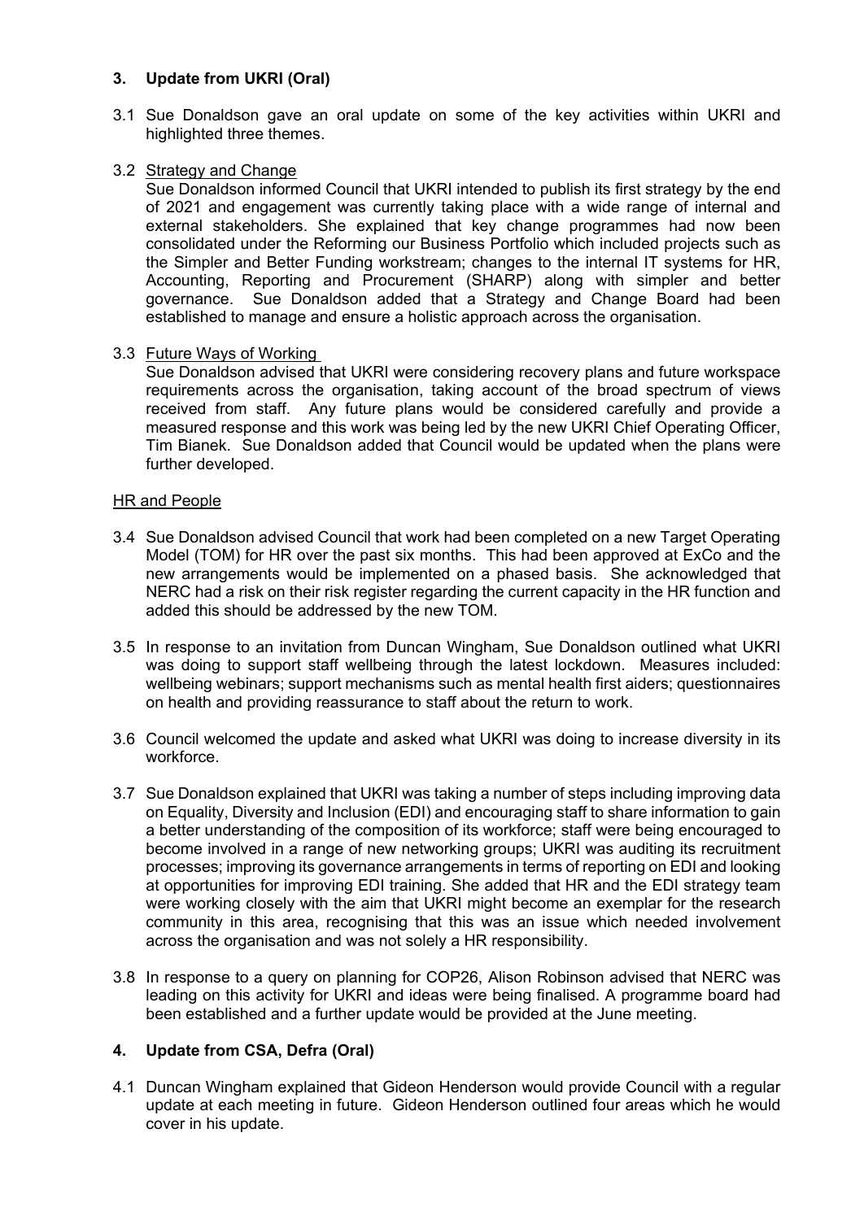## 3. Update from UKRI (Oral)

3.1 Sue Donaldson gave an oral update on some of the key activities within UKRI and highlighted three themes.

3.2 Strategy and Change

Sue Donaldson informed Council that UKRI intended to publish its first strategy by the end of 2021 and engagement was currently taking place with a wide range of internal and external stakeholders. She explained that key change programmes had now been consolidated under the Reforming our Business Portfolio which included projects such as the Simpler and Better Funding workstream; changes to the internal IT systems for HR, Accounting, Reporting and Procurement (SHARP) along with simpler and better governance. Sue Donaldson added that a Strategy and Change Board had been established to manage and ensure a holistic approach across the organisation.

3.3 Future Ways of Working

Sue Donaldson advised that UKRI were considering recovery plans and future workspace requirements across the organisation, taking account of the broad spectrum of views received from staff. Any future plans would be considered carefully and provide a measured response and this work was being led by the new UKRI Chief Operating Officer, Tim Bianek. Sue Donaldson added that Council would be updated when the plans were further developed.

HR and People

3.4 Sue Donaldson advised Council that work had been completed on a new Target Operating Model (TOM) for HR over the past six months. This had been approved at ExCo and the new arrangements would be implemented on a phased basis. She acknowledged that NERC had a risk on their risk register regarding the current capacity in the HR function and added this should be addressed by the new TOM.

3.5 In response to an invitation from Duncan Wingham, Sue Donaldson outlined what UKRI was doing to support staff wellbeing through the latest lockdown. Measures included: wellbeing webinars; support mechanisms such as mental health first aiders; questionnaires on health and providing reassurance to staff about the return to work.

3.6 Council welcomed the update and asked what UKRI was doing to increase diversity in its workforce.

3.7 Sue Donaldson explained that UKRI was taking a number of steps including improving data on Equality, Diversity and Inclusion (EDI) and encouraging staff to share information to gain a better understanding of the composition of its workforce; staff were being encouraged to become involved in a range of new networking groups; UKRI was auditing its recruitment processes; improving its governance arrangements in terms of reporting on EDI and looking at opportunities for improving EDI training. She added that HR and the EDI strategy team were working closely with the aim that UKRI might become an exemplar for the research community in this area, recognising that this was an issue which needed involvement across the organisation and was not solely a HR responsibility.

3.8 In response to a query on planning for COP26, Alison Robinson advised that NERC was leading on this activity for UKRI and ideas were being finalised. A programme board had been established and a further update would be provided at the June meeting.

## 4. Update from CSA, Defra (Oral)

4.1 Duncan Wingham explained that Gideon Henderson would provide Council with a regular update at each meeting in future. Gideon Henderson outlined four areas which he would cover in his update.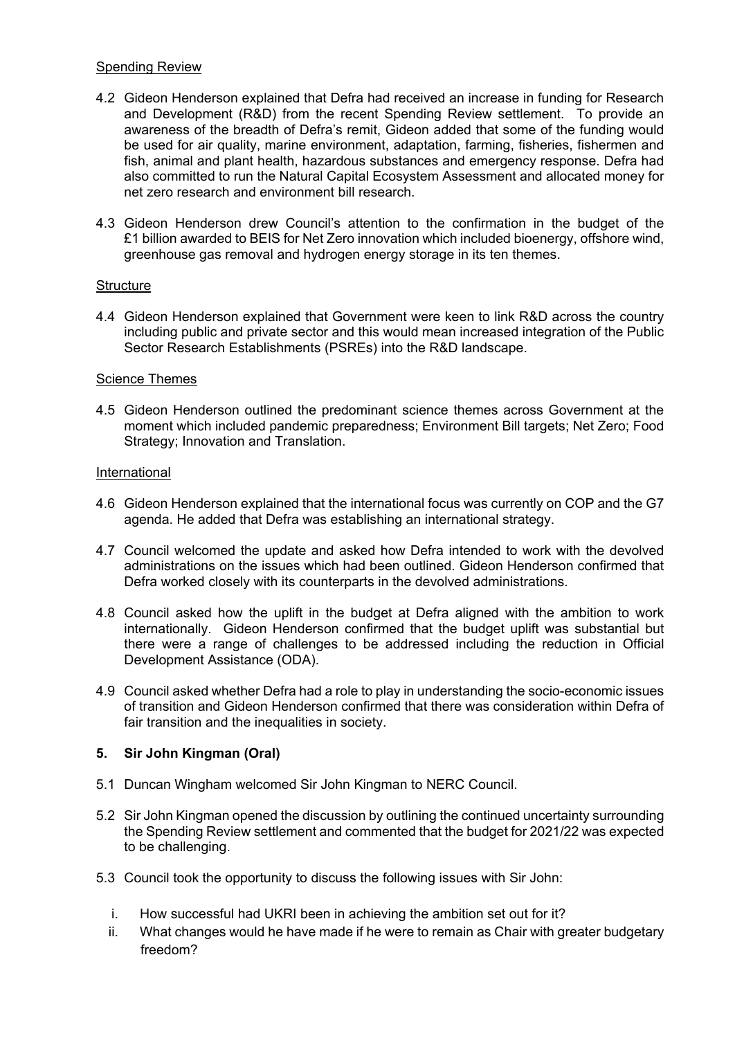Spending Review

4.2 Gideon Henderson explained that Defra had received an increase in funding for Research and Development (R&D) from the recent Spending Review settlement. To provide an awareness of the breadth of Defra's remit, Gideon added that some of the funding would be used for air quality, marine environment, adaptation, farming, fisheries, fishermen and fish, animal and plant health, hazardous substances and emergency response. Defra had also committed to run the Natural Capital Ecosystem Assessment and allocated money for net zero research and environment bill research.

4.3 Gideon Henderson drew Council's attention to the confirmation in the budget of the £1 billion awarded to BEIS for Net Zero innovation which included bioenergy, offshore wind, greenhouse gas removal and hydrogen energy storage in its ten themes.

Structure

4.4 Gideon Henderson explained that Government were keen to link R&D across the country including public and private sector and this would mean increased integration of the Public Sector Research Establishments (PSREs) into the R&D landscape.

Science Themes

4.5 Gideon Henderson outlined the predominant science themes across Government at the moment which included pandemic preparedness; Environment Bill targets; Net Zero; Food Strategy; Innovation and Translation.

International

4.6 Gideon Henderson explained that the international focus was currently on COP and the G7 agenda. He added that Defra was establishing an international strategy.

4.7 Council welcomed the update and asked how Defra intended to work with the devolved administrations on the issues which had been outlined. Gideon Henderson confirmed that Defra worked closely with its counterparts in the devolved administrations.

4.8 Council asked how the uplift in the budget at Defra aligned with the ambition to work internationally. Gideon Henderson confirmed that the budget uplift was substantial but there were a range of challenges to be addressed including the reduction in Official Development Assistance (ODA).

4.9 Council asked whether Defra had a role to play in understanding the socio-economic issues of transition and Gideon Henderson confirmed that there was consideration within Defra of fair transition and the inequalities in society.

## 5. Sir John Kingman (Oral)

5.1 Duncan Wingham welcomed Sir John Kingman to NERC Council.

5.2 Sir John Kingman opened the discussion by outlining the continued uncertainty surrounding the Spending Review settlement and commented that the budget for 2021/22 was expected to be challenging.

5.3 Council took the opportunity to discuss the following issues with Sir John:

i. How successful had UKRI been in achieving the ambition set out for it?
ii. What changes would he have made if he were to remain as Chair with greater budgetary freedom?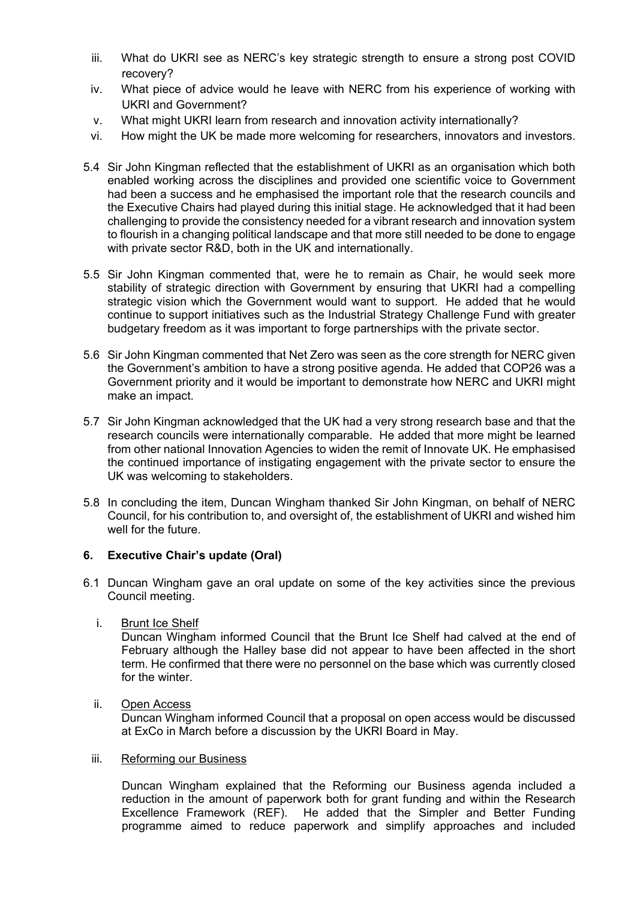iii. What do UKRI see as NERC's key strategic strength to ensure a strong post COVID recovery?

iv. What piece of advice would he leave with NERC from his experience of working with UKRI and Government?

v. What might UKRI learn from research and innovation activity internationally?

vi. How might the UK be made more welcoming for researchers, innovators and investors.

5.4 Sir John Kingman reflected that the establishment of UKRI as an organisation which both enabled working across the disciplines and provided one scientific voice to Government had been a success and he emphasised the important role that the research councils and the Executive Chairs had played during this initial stage. He acknowledged that it had been challenging to provide the consistency needed for a vibrant research and innovation system to flourish in a changing political landscape and that more still needed to be done to engage with private sector R&D, both in the UK and internationally.

5.5 Sir John Kingman commented that, were he to remain as Chair, he would seek more stability of strategic direction with Government by ensuring that UKRI had a compelling strategic vision which the Government would want to support. He added that he would continue to support initiatives such as the Industrial Strategy Challenge Fund with greater budgetary freedom as it was important to forge partnerships with the private sector.

5.6 Sir John Kingman commented that Net Zero was seen as the core strength for NERC given the Government's ambition to have a strong positive agenda. He added that COP26 was a Government priority and it would be important to demonstrate how NERC and UKRI might make an impact.

5.7 Sir John Kingman acknowledged that the UK had a very strong research base and that the research councils were internationally comparable. He added that more might be learned from other national Innovation Agencies to widen the remit of Innovate UK. He emphasised the continued importance of instigating engagement with the private sector to ensure the UK was welcoming to stakeholders.

5.8 In concluding the item, Duncan Wingham thanked Sir John Kingman, on behalf of NERC Council, for his contribution to, and oversight of, the establishment of UKRI and wished him well for the future.

## 6. Executive Chair's update (Oral)

6.1 Duncan Wingham gave an oral update on some of the key activities since the previous Council meeting.

i. Brunt Ice Shelf

Duncan Wingham informed Council that the Brunt Ice Shelf had calved at the end of February although the Halley base did not appear to have been affected in the short term. He confirmed that there were no personnel on the base which was currently closed for the winter.

ii. Open Access

Duncan Wingham informed Council that a proposal on open access would be discussed at ExCo in March before a discussion by the UKRI Board in May.

iii. Reforming our Business

Duncan Wingham explained that the Reforming our Business agenda included a reduction in the amount of paperwork both for grant funding and within the Research Excellence Framework (REF). He added that the Simpler and Better Funding programme aimed to reduce paperwork and simplify approaches and included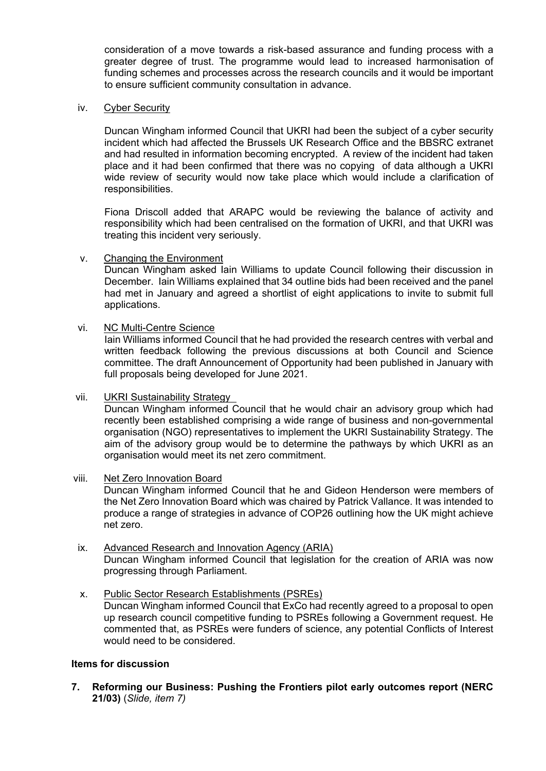consideration of a move towards a risk-based assurance and funding process with a greater degree of trust. The programme would lead to increased harmonisation of funding schemes and processes across the research councils and it would be important to ensure sufficient community consultation in advance.

iv. Cyber Security

Duncan Wingham informed Council that UKRI had been the subject of a cyber security incident which had affected the Brussels UK Research Office and the BBSRC extranet and had resulted in information becoming encrypted. A review of the incident had taken place and it had been confirmed that there was no copying of data although a UKRI wide review of security would now take place which would include a clarification of responsibilities.

Fiona Driscoll added that ARAPC would be reviewing the balance of activity and responsibility which had been centralised on the formation of UKRI, and that UKRI was treating this incident very seriously.

v. Changing the Environment

Duncan Wingham asked Iain Williams to update Council following their discussion in December. Iain Williams explained that 34 outline bids had been received and the panel had met in January and agreed a shortlist of eight applications to invite to submit full applications.

vi. NC Multi-Centre Science

Iain Williams informed Council that he had provided the research centres with verbal and written feedback following the previous discussions at both Council and Science committee. The draft Announcement of Opportunity had been published in January with full proposals being developed for June 2021.

vii. UKRI Sustainability Strategy

Duncan Wingham informed Council that he would chair an advisory group which had recently been established comprising a wide range of business and non-governmental organisation (NGO) representatives to implement the UKRI Sustainability Strategy. The aim of the advisory group would be to determine the pathways by which UKRI as an organisation would meet its net zero commitment.

viii. Net Zero Innovation Board

Duncan Wingham informed Council that he and Gideon Henderson were members of the Net Zero Innovation Board which was chaired by Patrick Vallance. It was intended to produce a range of strategies in advance of COP26 outlining how the UK might achieve net zero.

ix. Advanced Research and Innovation Agency (ARIA)

Duncan Wingham informed Council that legislation for the creation of ARIA was now progressing through Parliament.

x. Public Sector Research Establishments (PSREs)

Duncan Wingham informed Council that ExCo had recently agreed to a proposal to open up research council competitive funding to PSREs following a Government request. He commented that, as PSREs were funders of science, any potential Conflicts of Interest would need to be considered.

**Items for discussion**

**7. Reforming our Business: Pushing the Frontiers pilot early outcomes report (NERC 21/03)** (*Slide, item 7)*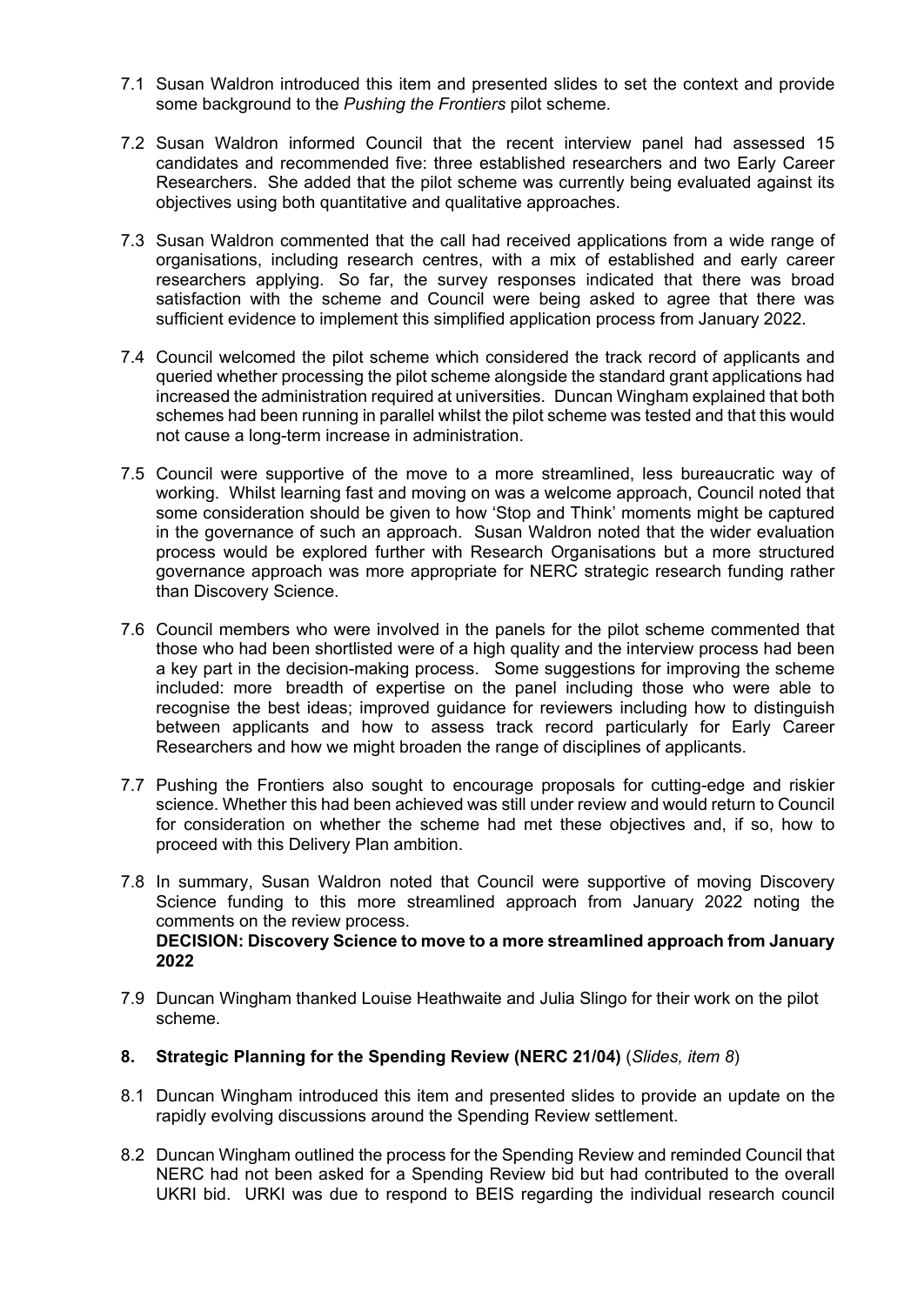7.1 Susan Waldron introduced this item and presented slides to set the context and provide some background to the *Pushing the Frontiers* pilot scheme.

7.2 Susan Waldron informed Council that the recent interview panel had assessed 15 candidates and recommended five: three established researchers and two Early Career Researchers. She added that the pilot scheme was currently being evaluated against its objectives using both quantitative and qualitative approaches.

7.3 Susan Waldron commented that the call had received applications from a wide range of organisations, including research centres, with a mix of established and early career researchers applying. So far, the survey responses indicated that there was broad satisfaction with the scheme and Council were being asked to agree that there was sufficient evidence to implement this simplified application process from January 2022.

7.4 Council welcomed the pilot scheme which considered the track record of applicants and queried whether processing the pilot scheme alongside the standard grant applications had increased the administration required at universities. Duncan Wingham explained that both schemes had been running in parallel whilst the pilot scheme was tested and that this would not cause a long-term increase in administration.

7.5 Council were supportive of the move to a more streamlined, less bureaucratic way of working. Whilst learning fast and moving on was a welcome approach, Council noted that some consideration should be given to how 'Stop and Think' moments might be captured in the governance of such an approach. Susan Waldron noted that the wider evaluation process would be explored further with Research Organisations but a more structured governance approach was more appropriate for NERC strategic research funding rather than Discovery Science.

7.6 Council members who were involved in the panels for the pilot scheme commented that those who had been shortlisted were of a high quality and the interview process had been a key part in the decision-making process. Some suggestions for improving the scheme included: more breadth of expertise on the panel including those who were able to recognise the best ideas; improved guidance for reviewers including how to distinguish between applicants and how to assess track record particularly for Early Career Researchers and how we might broaden the range of disciplines of applicants.

7.7 Pushing the Frontiers also sought to encourage proposals for cutting-edge and riskier science. Whether this had been achieved was still under review and would return to Council for consideration on whether the scheme had met these objectives and, if so, how to proceed with this Delivery Plan ambition.

7.8 In summary, Susan Waldron noted that Council were supportive of moving Discovery Science funding to this more streamlined approach from January 2022 noting the comments on the review process.
**DECISION: Discovery Science to move to a more streamlined approach from January 2022**

7.9 Duncan Wingham thanked Louise Heathwaite and Julia Slingo for their work on the pilot scheme.

## 8. Strategic Planning for the Spending Review (NERC 21/04) (*Slides, item 8*)

8.1 Duncan Wingham introduced this item and presented slides to provide an update on the rapidly evolving discussions around the Spending Review settlement.

8.2 Duncan Wingham outlined the process for the Spending Review and reminded Council that NERC had not been asked for a Spending Review bid but had contributed to the overall UKRI bid. URKI was due to respond to BEIS regarding the individual research council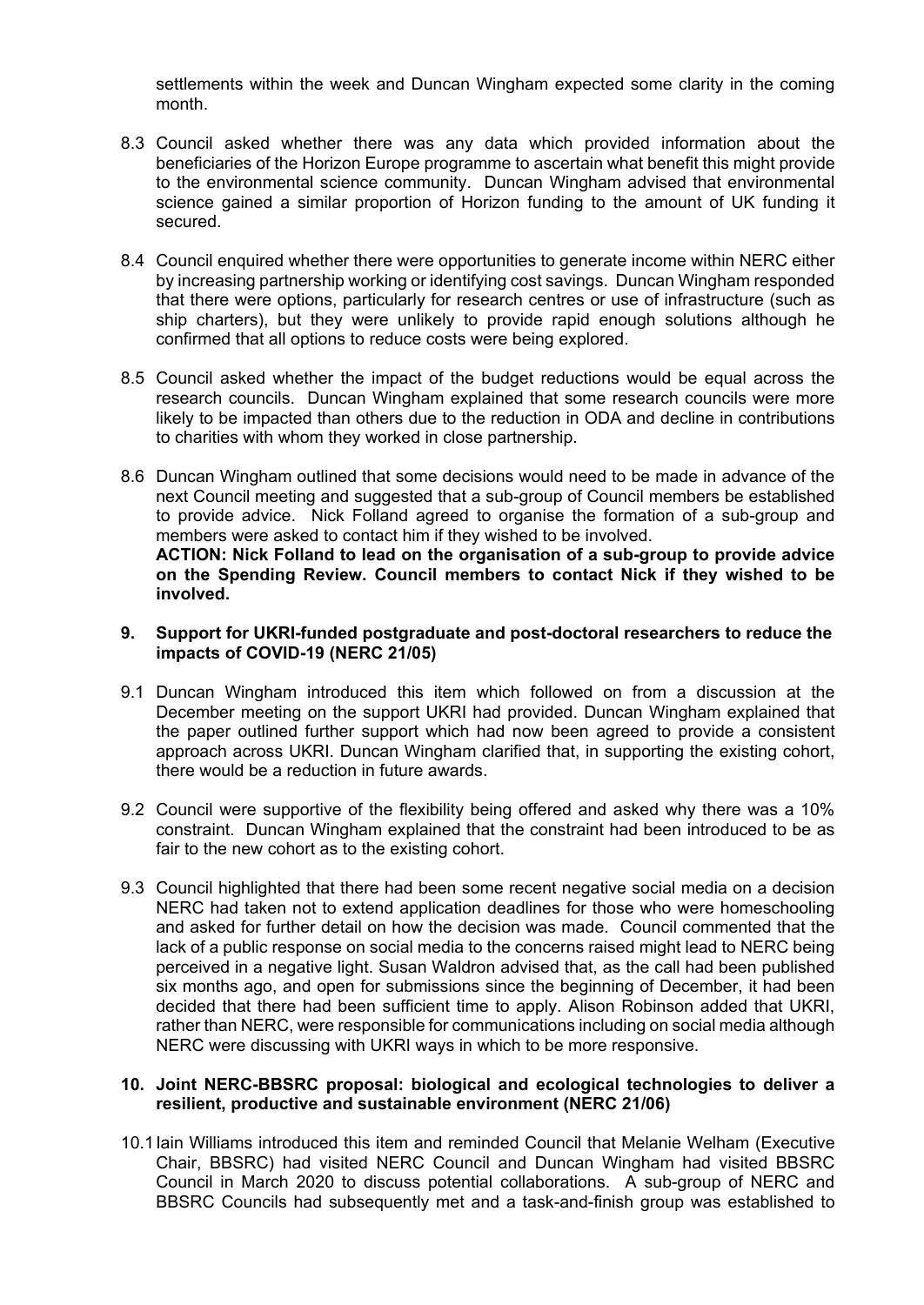settlements within the week and Duncan Wingham expected some clarity in the coming month.

8.3 Council asked whether there was any data which provided information about the beneficiaries of the Horizon Europe programme to ascertain what benefit this might provide to the environmental science community. Duncan Wingham advised that environmental science gained a similar proportion of Horizon funding to the amount of UK funding it secured.

8.4 Council enquired whether there were opportunities to generate income within NERC either by increasing partnership working or identifying cost savings. Duncan Wingham responded that there were options, particularly for research centres or use of infrastructure (such as ship charters), but they were unlikely to provide rapid enough solutions although he confirmed that all options to reduce costs were being explored.

8.5 Council asked whether the impact of the budget reductions would be equal across the research councils. Duncan Wingham explained that some research councils were more likely to be impacted than others due to the reduction in ODA and decline in contributions to charities with whom they worked in close partnership.

8.6 Duncan Wingham outlined that some decisions would need to be made in advance of the next Council meeting and suggested that a sub-group of Council members be established to provide advice. Nick Folland agreed to organise the formation of a sub-group and members were asked to contact him if they wished to be involved.
**ACTION: Nick Folland to lead on the organisation of a sub-group to provide advice on the Spending Review. Council members to contact Nick if they wished to be involved.**

## 9. Support for UKRI-funded postgraduate and post-doctoral researchers to reduce the impacts of COVID-19 (NERC 21/05)

9.1 Duncan Wingham introduced this item which followed on from a discussion at the December meeting on the support UKRI had provided. Duncan Wingham explained that the paper outlined further support which had now been agreed to provide a consistent approach across UKRI. Duncan Wingham clarified that, in supporting the existing cohort, there would be a reduction in future awards.

9.2 Council were supportive of the flexibility being offered and asked why there was a 10% constraint. Duncan Wingham explained that the constraint had been introduced to be as fair to the new cohort as to the existing cohort.

9.3 Council highlighted that there had been some recent negative social media on a decision NERC had taken not to extend application deadlines for those who were homeschooling and asked for further detail on how the decision was made. Council commented that the lack of a public response on social media to the concerns raised might lead to NERC being perceived in a negative light. Susan Waldron advised that, as the call had been published six months ago, and open for submissions since the beginning of December, it had been decided that there had been sufficient time to apply. Alison Robinson added that UKRI, rather than NERC, were responsible for communications including on social media although NERC were discussing with UKRI ways in which to be more responsive.

## 10. Joint NERC-BBSRC proposal: biological and ecological technologies to deliver a resilient, productive and sustainable environment (NERC 21/06)

10.1 Iain Williams introduced this item and reminded Council that Melanie Welham (Executive Chair, BBSRC) had visited NERC Council and Duncan Wingham had visited BBSRC Council in March 2020 to discuss potential collaborations. A sub-group of NERC and BBSRC Councils had subsequently met and a task-and-finish group was established to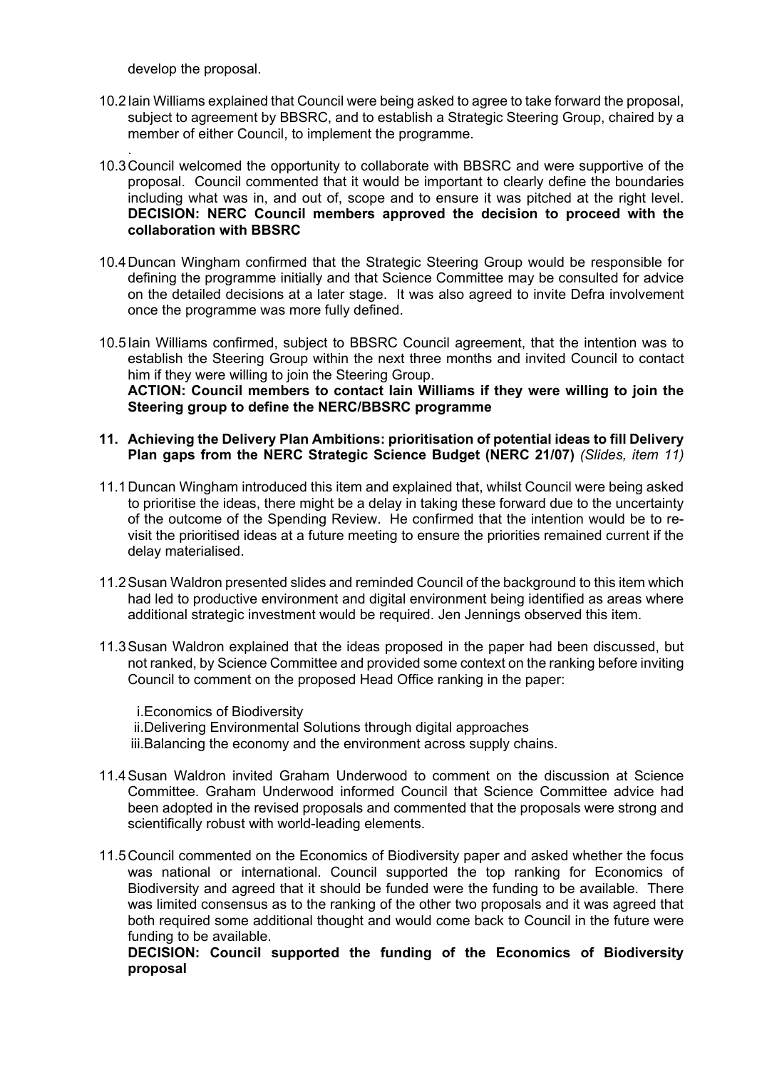develop the proposal.

10.2 Iain Williams explained that Council were being asked to agree to take forward the proposal, subject to agreement by BBSRC, and to establish a Strategic Steering Group, chaired by a member of either Council, to implement the programme.

.

10.3 Council welcomed the opportunity to collaborate with BBSRC and were supportive of the proposal. Council commented that it would be important to clearly define the boundaries including what was in, and out of, scope and to ensure it was pitched at the right level. **DECISION: NERC Council members approved the decision to proceed with the collaboration with BBSRC**

10.4 Duncan Wingham confirmed that the Strategic Steering Group would be responsible for defining the programme initially and that Science Committee may be consulted for advice on the detailed decisions at a later stage. It was also agreed to invite Defra involvement once the programme was more fully defined.

10.5 Iain Williams confirmed, subject to BBSRC Council agreement, that the intention was to establish the Steering Group within the next three months and invited Council to contact him if they were willing to join the Steering Group.
**ACTION: Council members to contact Iain Williams if they were willing to join the Steering group to define the NERC/BBSRC programme**

**11. Achieving the Delivery Plan Ambitions: prioritisation of potential ideas to fill Delivery Plan gaps from the NERC Strategic Science Budget (NERC 21/07)** *(Slides, item 11)*

11.1 Duncan Wingham introduced this item and explained that, whilst Council were being asked to prioritise the ideas, there might be a delay in taking these forward due to the uncertainty of the outcome of the Spending Review. He confirmed that the intention would be to re-visit the prioritised ideas at a future meeting to ensure the priorities remained current if the delay materialised.

11.2 Susan Waldron presented slides and reminded Council of the background to this item which had led to productive environment and digital environment being identified as areas where additional strategic investment would be required. Jen Jennings observed this item.

11.3 Susan Waldron explained that the ideas proposed in the paper had been discussed, but not ranked, by Science Committee and provided some context on the ranking before inviting Council to comment on the proposed Head Office ranking in the paper:

i. Economics of Biodiversity
ii. Delivering Environmental Solutions through digital approaches
iii. Balancing the economy and the environment across supply chains.

11.4 Susan Waldron invited Graham Underwood to comment on the discussion at Science Committee. Graham Underwood informed Council that Science Committee advice had been adopted in the revised proposals and commented that the proposals were strong and scientifically robust with world-leading elements.

11.5 Council commented on the Economics of Biodiversity paper and asked whether the focus was national or international. Council supported the top ranking for Economics of Biodiversity and agreed that it should be funded were the funding to be available. There was limited consensus as to the ranking of the other two proposals and it was agreed that both required some additional thought and would come back to Council in the future were funding to be available.
**DECISION: Council supported the funding of the Economics of Biodiversity proposal**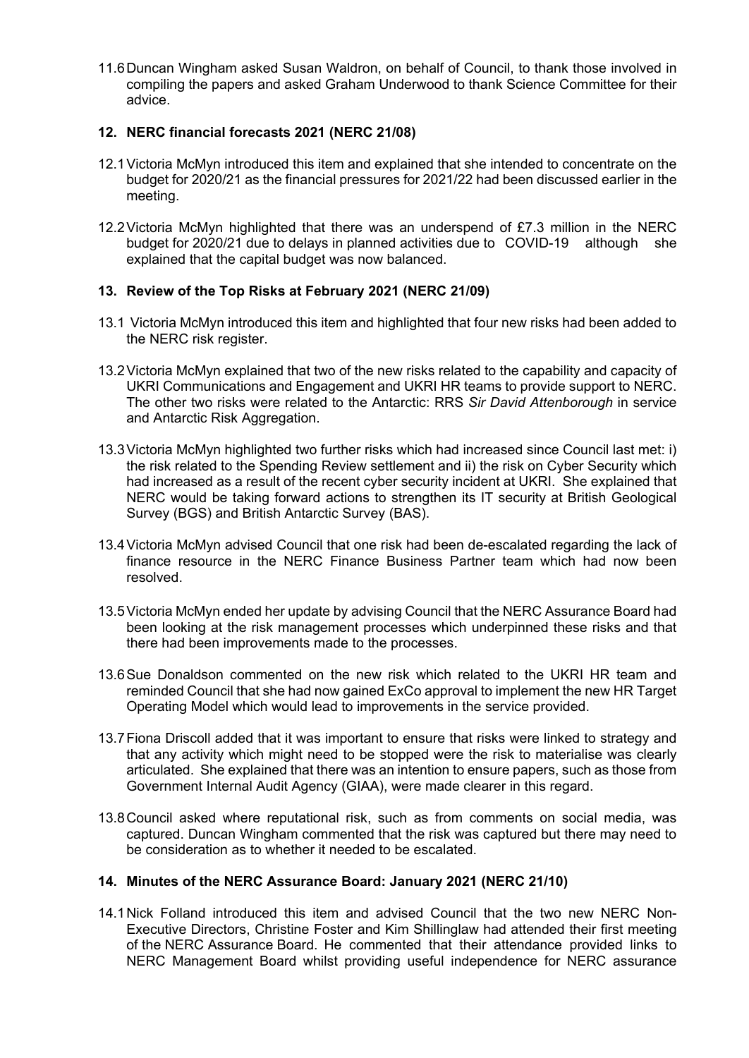11.6 Duncan Wingham asked Susan Waldron, on behalf of Council, to thank those involved in compiling the papers and asked Graham Underwood to thank Science Committee for their advice.

## 12. NERC financial forecasts 2021 (NERC 21/08)

12.1 Victoria McMyn introduced this item and explained that she intended to concentrate on the budget for 2020/21 as the financial pressures for 2021/22 had been discussed earlier in the meeting.

12.2 Victoria McMyn highlighted that there was an underspend of £7.3 million in the NERC budget for 2020/21 due to delays in planned activities due to COVID-19 although she explained that the capital budget was now balanced.

## 13. Review of the Top Risks at February 2021 (NERC 21/09)

13.1 Victoria McMyn introduced this item and highlighted that four new risks had been added to the NERC risk register.

13.2 Victoria McMyn explained that two of the new risks related to the capability and capacity of UKRI Communications and Engagement and UKRI HR teams to provide support to NERC. The other two risks were related to the Antarctic: RRS *Sir David Attenborough* in service and Antarctic Risk Aggregation.

13.3 Victoria McMyn highlighted two further risks which had increased since Council last met: i) the risk related to the Spending Review settlement and ii) the risk on Cyber Security which had increased as a result of the recent cyber security incident at UKRI. She explained that NERC would be taking forward actions to strengthen its IT security at British Geological Survey (BGS) and British Antarctic Survey (BAS).

13.4 Victoria McMyn advised Council that one risk had been de-escalated regarding the lack of finance resource in the NERC Finance Business Partner team which had now been resolved.

13.5 Victoria McMyn ended her update by advising Council that the NERC Assurance Board had been looking at the risk management processes which underpinned these risks and that there had been improvements made to the processes.

13.6 Sue Donaldson commented on the new risk which related to the UKRI HR team and reminded Council that she had now gained ExCo approval to implement the new HR Target Operating Model which would lead to improvements in the service provided.

13.7 Fiona Driscoll added that it was important to ensure that risks were linked to strategy and that any activity which might need to be stopped were the risk to materialise was clearly articulated. She explained that there was an intention to ensure papers, such as those from Government Internal Audit Agency (GIAA), were made clearer in this regard.

13.8 Council asked where reputational risk, such as from comments on social media, was captured. Duncan Wingham commented that the risk was captured but there may need to be consideration as to whether it needed to be escalated.

## 14. Minutes of the NERC Assurance Board: January 2021 (NERC 21/10)

14.1 Nick Folland introduced this item and advised Council that the two new NERC Non-Executive Directors, Christine Foster and Kim Shillinglaw had attended their first meeting of the NERC Assurance Board. He commented that their attendance provided links to NERC Management Board whilst providing useful independence for NERC assurance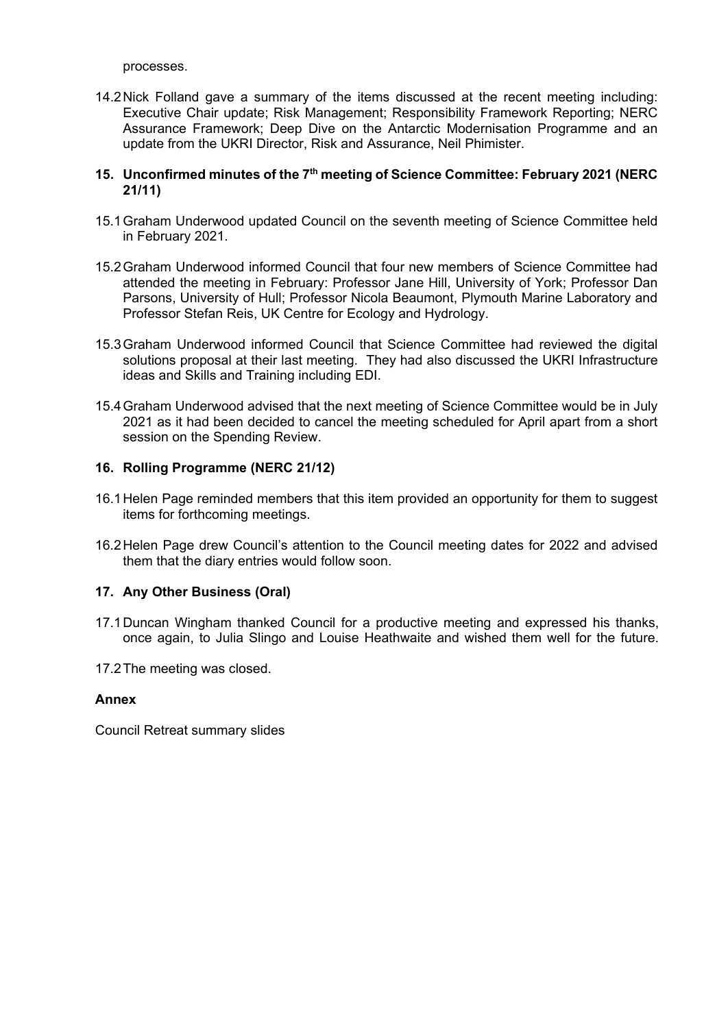processes.

14.2 Nick Folland gave a summary of the items discussed at the recent meeting including: Executive Chair update; Risk Management; Responsibility Framework Reporting; NERC Assurance Framework; Deep Dive on the Antarctic Modernisation Programme and an update from the UKRI Director, Risk and Assurance, Neil Phimister.

## 15. Unconfirmed minutes of the 7th meeting of Science Committee: February 2021 (NERC 21/11)

15.1 Graham Underwood updated Council on the seventh meeting of Science Committee held in February 2021.

15.2 Graham Underwood informed Council that four new members of Science Committee had attended the meeting in February: Professor Jane Hill, University of York; Professor Dan Parsons, University of Hull; Professor Nicola Beaumont, Plymouth Marine Laboratory and Professor Stefan Reis, UK Centre for Ecology and Hydrology.

15.3 Graham Underwood informed Council that Science Committee had reviewed the digital solutions proposal at their last meeting. They had also discussed the UKRI Infrastructure ideas and Skills and Training including EDI.

15.4 Graham Underwood advised that the next meeting of Science Committee would be in July 2021 as it had been decided to cancel the meeting scheduled for April apart from a short session on the Spending Review.

## 16. Rolling Programme (NERC 21/12)

16.1 Helen Page reminded members that this item provided an opportunity for them to suggest items for forthcoming meetings.

16.2 Helen Page drew Council's attention to the Council meeting dates for 2022 and advised them that the diary entries would follow soon.

## 17. Any Other Business (Oral)

17.1 Duncan Wingham thanked Council for a productive meeting and expressed his thanks, once again, to Julia Slingo and Louise Heathwaite and wished them well for the future.

17.2 The meeting was closed.

### Annex

Council Retreat summary slides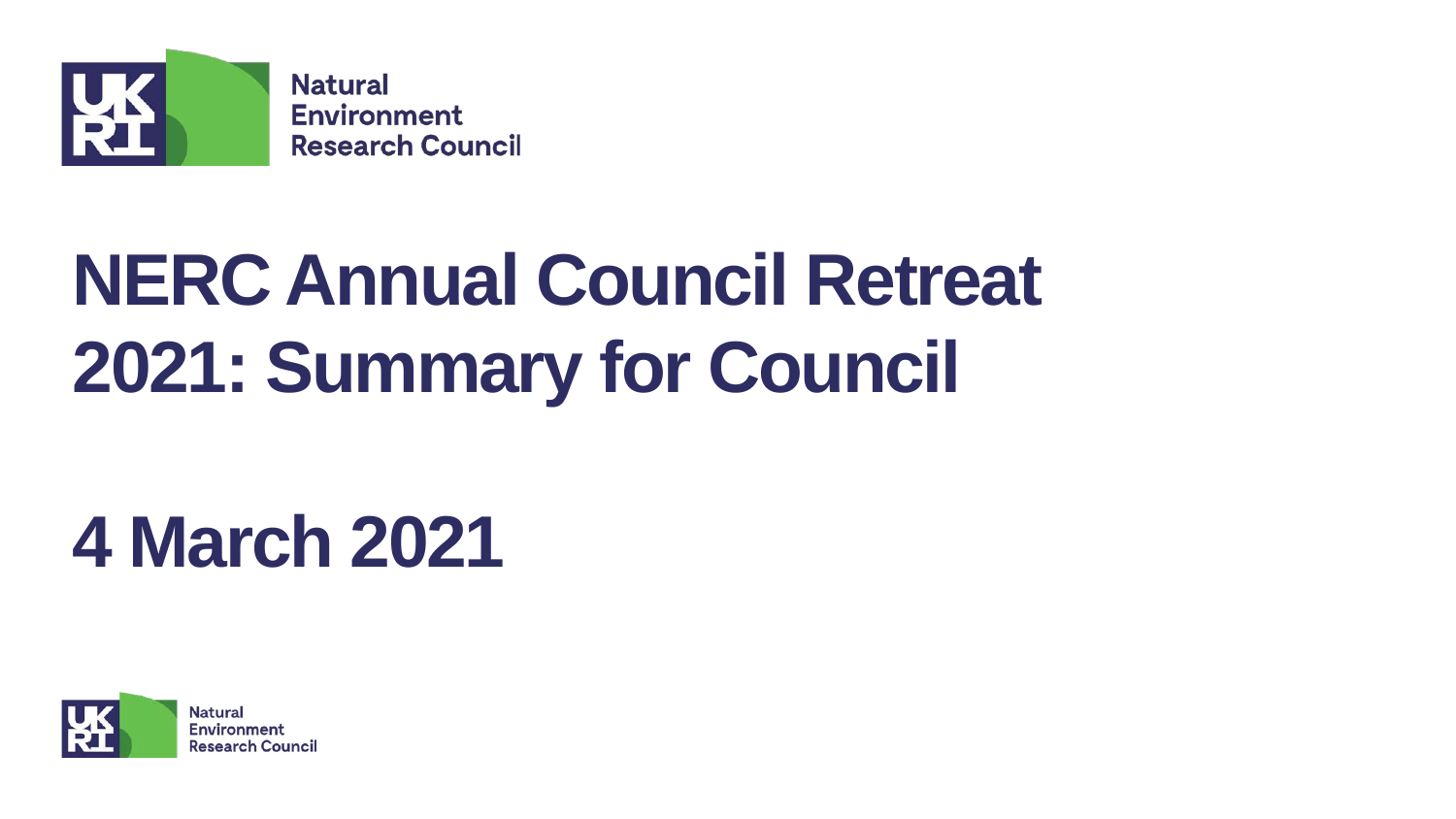Natural Environment Research Council

# NERC Annual Council Retreat 2021: Summary for Council

# 4 March 2021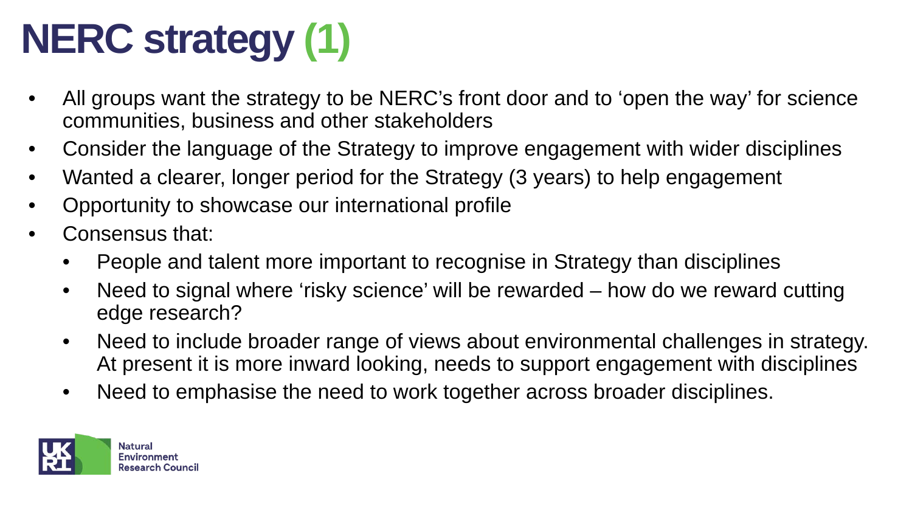# NERC strategy (1)

- All groups want the strategy to be NERC's front door and to 'open the way' for science communities, business and other stakeholders
- Consider the language of the Strategy to improve engagement with wider disciplines
- Wanted a clearer, longer period for the Strategy (3 years) to help engagement
- Opportunity to showcase our international profile
- Consensus that:
  - People and talent more important to recognise in Strategy than disciplines
  - Need to signal where 'risky science' will be rewarded – how do we reward cutting edge research?
  - Need to include broader range of views about environmental challenges in strategy. At present it is more inward looking, needs to support engagement with disciplines
  - Need to emphasise the need to work together across broader disciplines.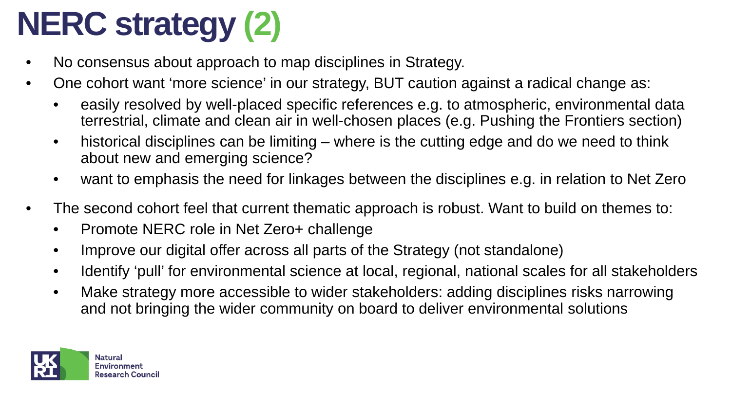# NERC strategy (2)

- No consensus about approach to map disciplines in Strategy.
- One cohort want 'more science' in our strategy, BUT caution against a radical change as:
  - easily resolved by well-placed specific references e.g. to atmospheric, environmental data terrestrial, climate and clean air in well-chosen places (e.g. Pushing the Frontiers section)
  - historical disciplines can be limiting – where is the cutting edge and do we need to think about new and emerging science?
  - want to emphasis the need for linkages between the disciplines e.g. in relation to Net Zero
- The second cohort feel that current thematic approach is robust. Want to build on themes to:
  - Promote NERC role in Net Zero+ challenge
  - Improve our digital offer across all parts of the Strategy (not standalone)
  - Identify 'pull' for environmental science at local, regional, national scales for all stakeholders
  - Make strategy more accessible to wider stakeholders: adding disciplines risks narrowing and not bringing the wider community on board to deliver environmental solutions

UKRI Natural Environment Research Council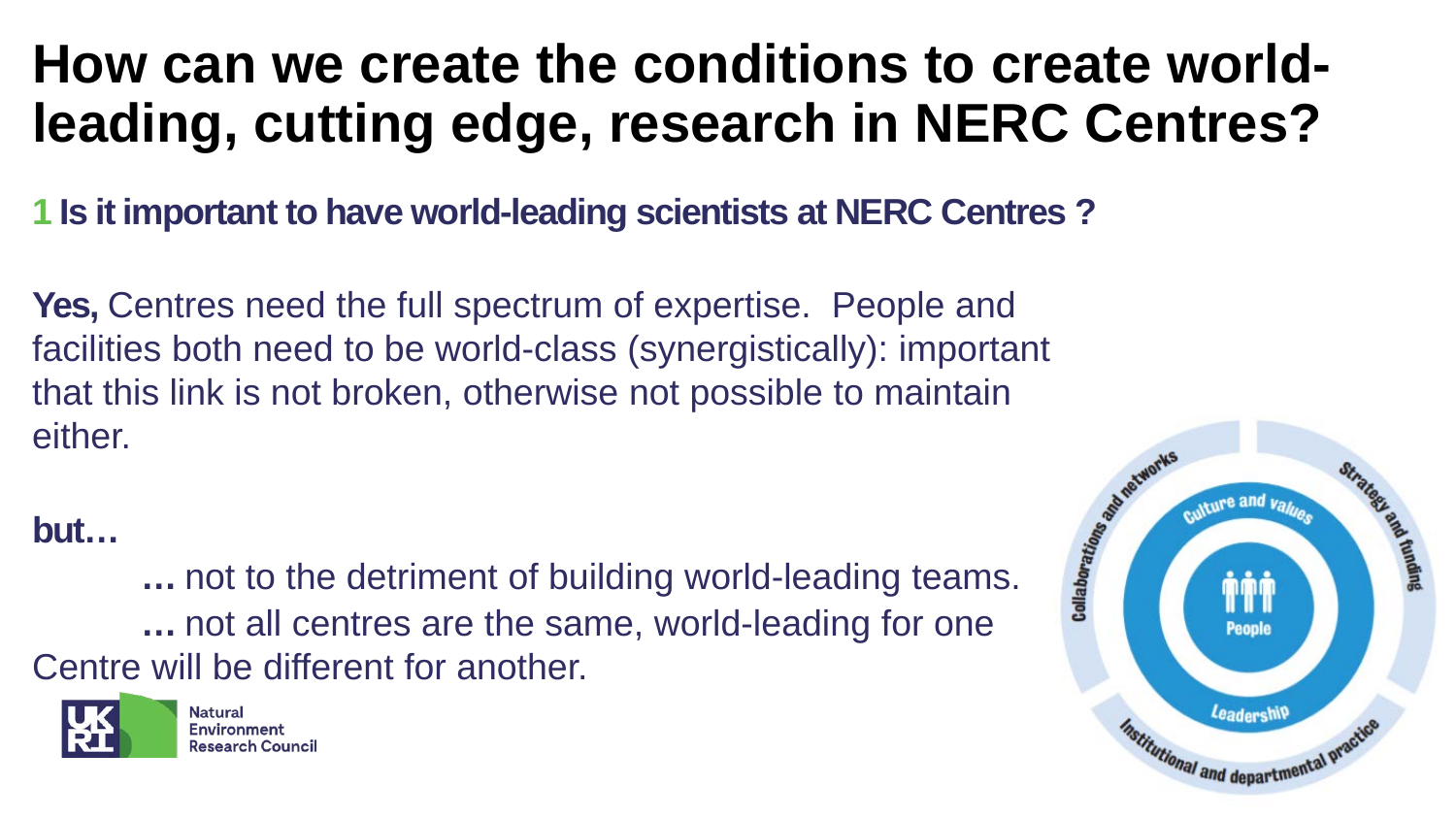# How can we create the conditions to create world-leading, cutting edge, research in NERC Centres?

**1 Is it important to have world-leading scientists at NERC Centres ?**

**Yes,** Centres need the full spectrum of expertise. People and facilities both need to be world-class (synergistically): important that this link is not broken, otherwise not possible to maintain either.

**but…**

**…** not to the detriment of building world-leading teams.

**…** not all centres are the same, world-leading for one Centre will be different for another.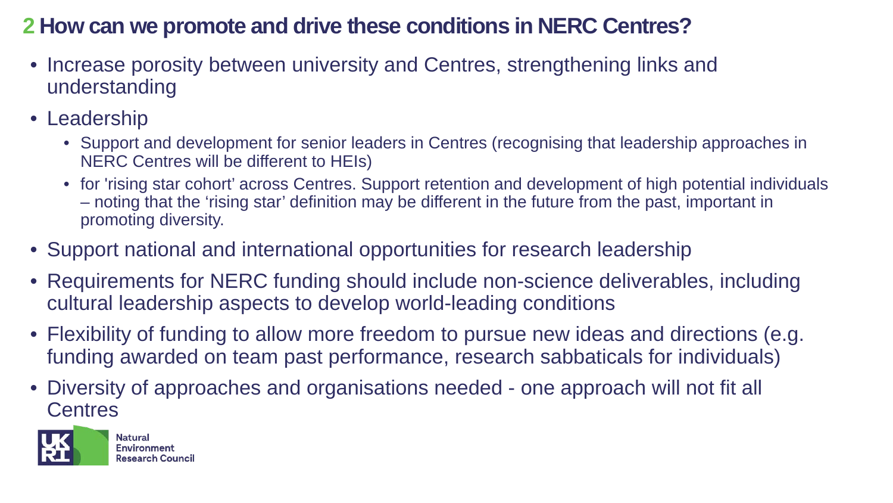## 2 How can we promote and drive these conditions in NERC Centres?

- Increase porosity between university and Centres, strengthening links and understanding
- Leadership
  - Support and development for senior leaders in Centres (recognising that leadership approaches in NERC Centres will be different to HEIs)
  - for 'rising star cohort' across Centres. Support retention and development of high potential individuals – noting that the 'rising star' definition may be different in the future from the past, important in promoting diversity.
- Support national and international opportunities for research leadership
- Requirements for NERC funding should include non-science deliverables, including cultural leadership aspects to develop world-leading conditions
- Flexibility of funding to allow more freedom to pursue new ideas and directions (e.g. funding awarded on team past performance, research sabbaticals for individuals)
- Diversity of approaches and organisations needed - one approach will not fit all Centres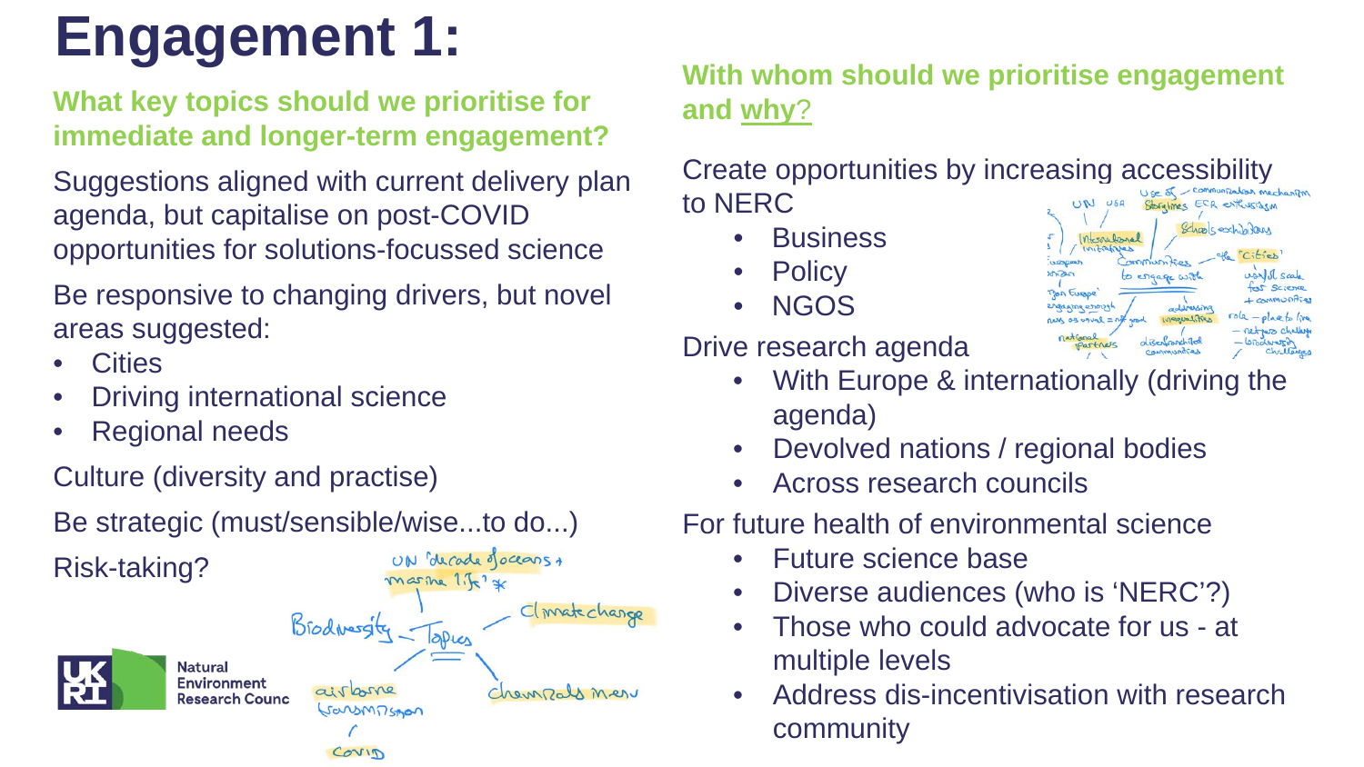# Engagement 1:

## What key topics should we prioritise for immediate and longer-term engagement?

Suggestions aligned with current delivery plan agenda, but capitalise on post-COVID opportunities for solutions-focussed science

Be responsive to changing drivers, but novel areas suggested:

- Cities
- Driving international science
- Regional needs

Culture (diversity and practise)

Be strategic (must/sensible/wise...to do...)

Risk-taking?

## With whom should we prioritise engagement and why?

Create opportunities by increasing accessibility to NERC

- Business
- Policy
- NGOS

Drive research agenda

- With Europe & internationally (driving the agenda)
- Devolved nations / regional bodies
- Across research councils

For future health of environmental science

- Future science base
- Diverse audiences (who is 'NERC'?)
- Those who could advocate for us - at multiple levels
- Address dis-incentivisation with research community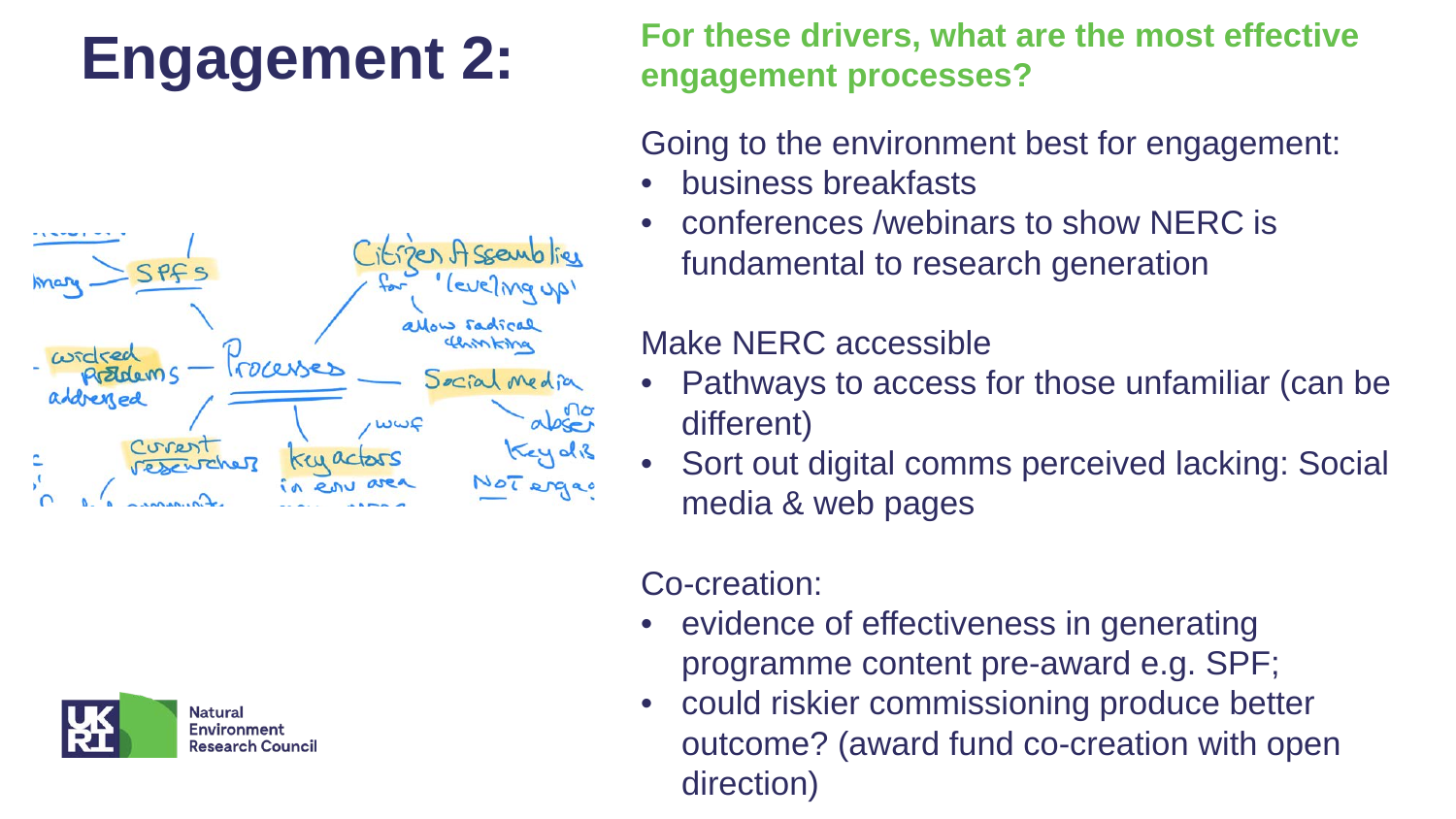# Engagement 2:

**For these drivers, what are the most effective engagement processes?**

Going to the environment best for engagement:

- business breakfasts
- conferences /webinars to show NERC is fundamental to research generation

Make NERC accessible

- Pathways to access for those unfamiliar (can be different)
- Sort out digital comms perceived lacking: Social media & web pages

Co-creation:

- evidence of effectiveness in generating programme content pre-award e.g. SPF;
- could riskier commissioning produce better outcome? (award fund co-creation with open direction)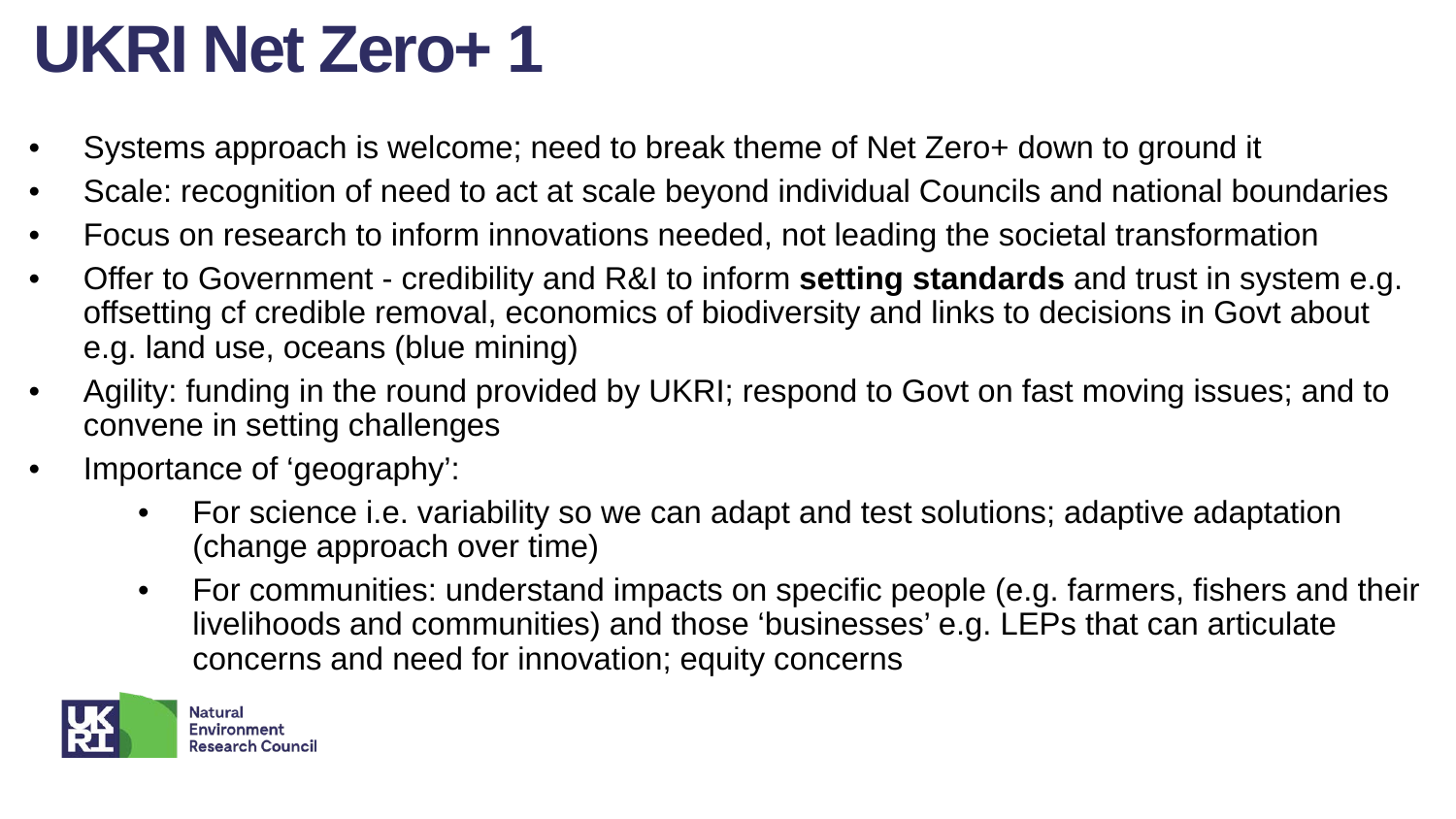# UKRI Net Zero+ 1

- Systems approach is welcome; need to break theme of Net Zero+ down to ground it
- Scale: recognition of need to act at scale beyond individual Councils and national boundaries
- Focus on research to inform innovations needed, not leading the societal transformation
- Offer to Government - credibility and R&I to inform **setting standards** and trust in system e.g. offsetting cf credible removal, economics of biodiversity and links to decisions in Govt about e.g. land use, oceans (blue mining)
- Agility: funding in the round provided by UKRI; respond to Govt on fast moving issues; and to convene in setting challenges
- Importance of 'geography':
    - For science i.e. variability so we can adapt and test solutions; adaptive adaptation (change approach over time)
    - For communities: understand impacts on specific people (e.g. farmers, fishers and their livelihoods and communities) and those 'businesses' e.g. LEPs that can articulate concerns and need for innovation; equity concerns

UKRI Natural Environment Research Council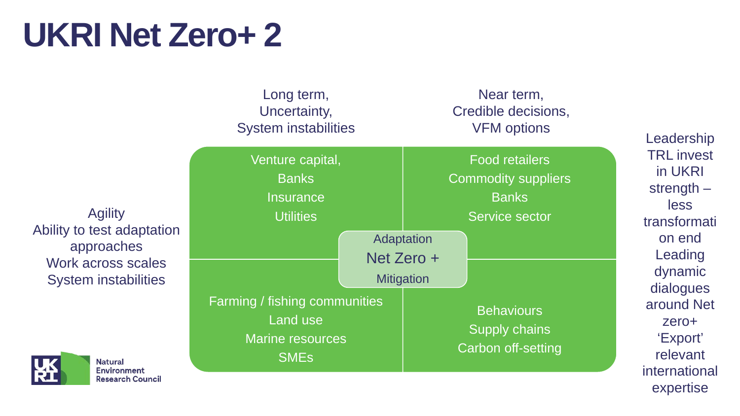# UKRI Net Zero+ 2

Long term,
Uncertainty,
System instabilities

Near term,
Credible decisions,
VFM options

Agility
Ability to test adaptation approaches
Work across scales
System instabilities

Venture capital,
Banks
Insurance
Utilities

Food retailers
Commodity suppliers
Banks
Service sector

Adaptation
Net Zero +
Mitigation

Farming / fishing communities
Land use
Marine resources
SMEs

Behaviours
Supply chains
Carbon off-setting

Leadership
TRL invest in UKRI strength – less transformation end
Leading dynamic dialogues around Net zero+
'Export' relevant international expertise

Natural Environment Research Council